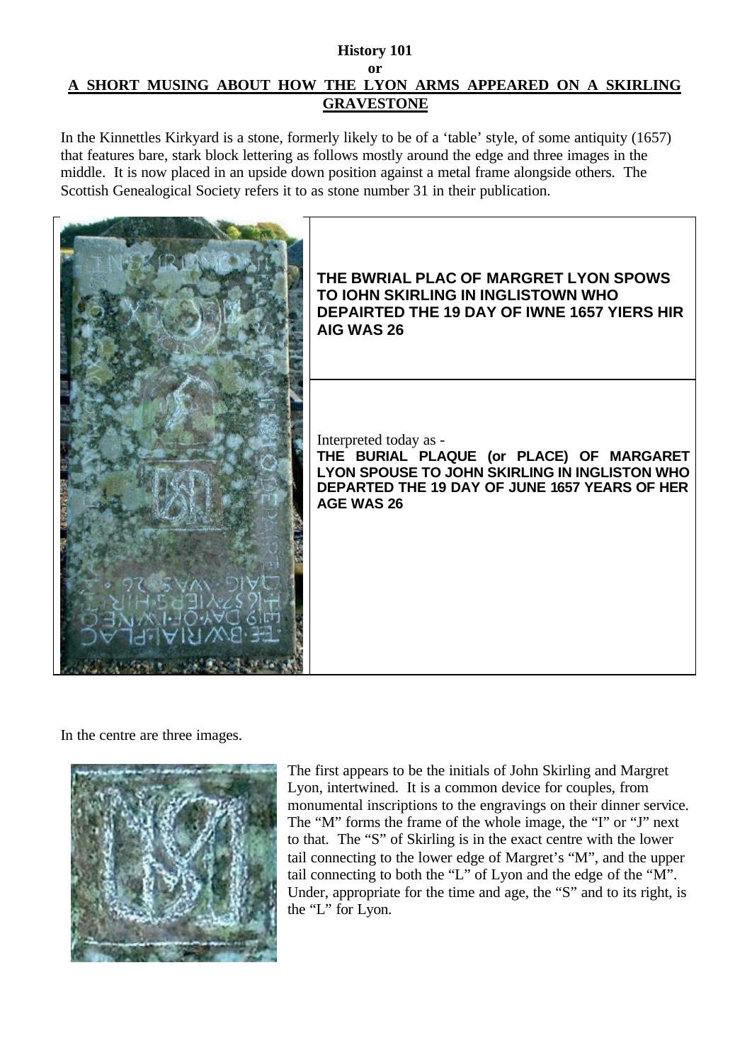**History 101**

**or**

**A SHORT MUSING ABOUT HOW THE LYON ARMS APPEARED ON A SKIRLING GRAVESTONE**

In the Kinnettles Kirkyard is a stone, formerly likely to be of a 'table' style, of some antiquity (1657) that features bare, stark block lettering as follows mostly around the edge and three images in the middle. It is now placed in an upside down position against a metal frame alongside others. The Scottish Genealogical Society refers it to as stone number 31 in their publication.

**THE BWRIAL PLAC OF MARGRET LYON SPOWS TO IOHN SKIRLING IN INGLISTOWN WHO DEPAIRTED THE 19 DAY OF IWNE 1657 YIERS HIR AIG WAS 26**

Interpreted today as -

**THE BURIAL PLAQUE (or PLACE) OF MARGARET LYON SPOUSE TO JOHN SKIRLING IN INGLISTON WHO DEPARTED THE 19 DAY OF JUNE 1657 YEARS OF HER AGE WAS 26**

In the centre are three images.

The first appears to be the initials of John Skirling and Margret Lyon, intertwined. It is a common device for couples, from monumental inscriptions to the engravings on their dinner service. The "M" forms the frame of the whole image, the "I" or "J" next to that. The "S" of Skirling is in the exact centre with the lower tail connecting to the lower edge of Margret's "M", and the upper tail connecting to both the "L" of Lyon and the edge of the "M". Under, appropriate for the time and age, the "S" and to its right, is the "L" for Lyon.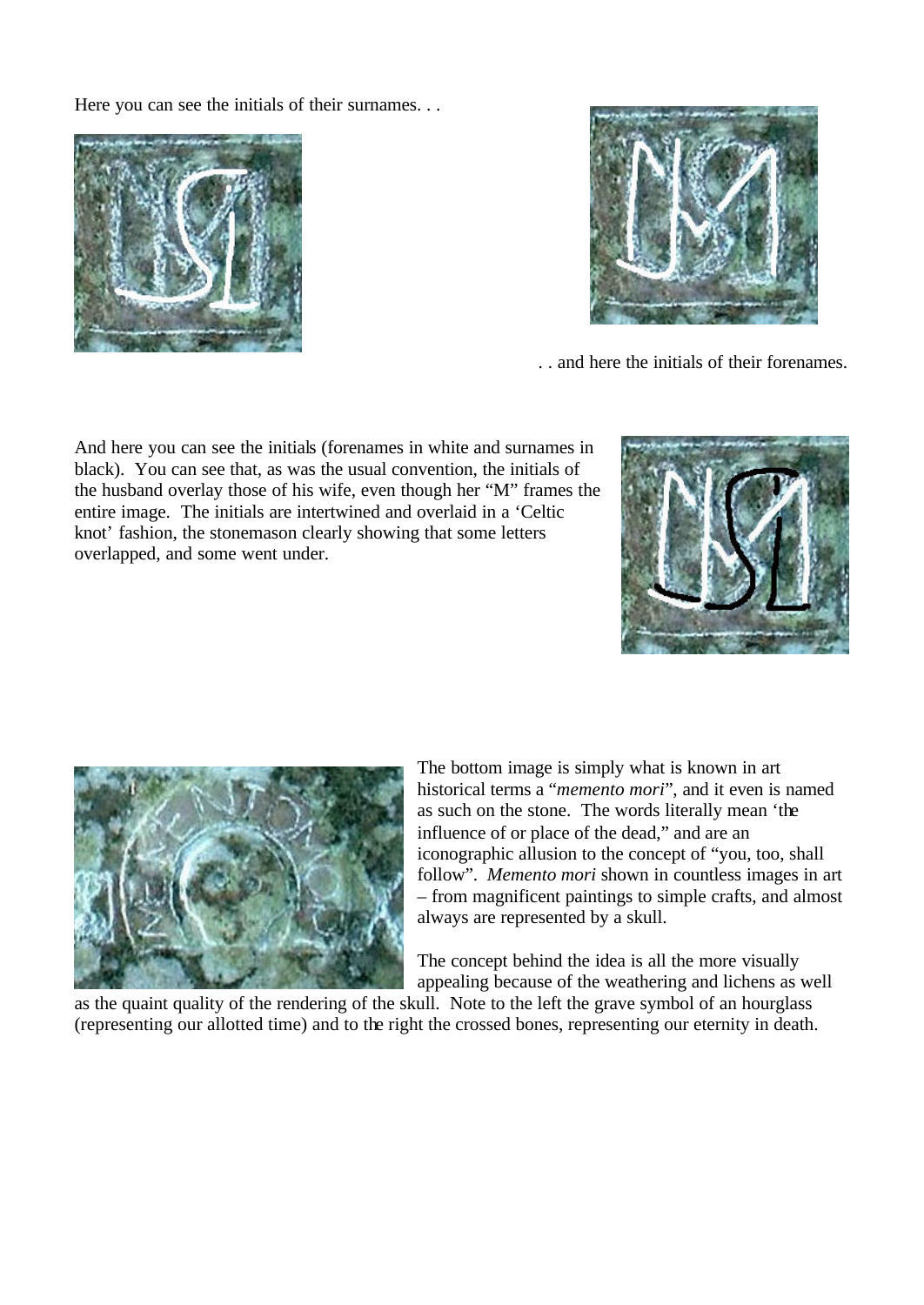Here you can see the initials of their surnames. . .

. . and here the initials of their forenames.

And here you can see the initials (forenames in white and surnames in black). You can see that, as was the usual convention, the initials of the husband overlay those of his wife, even though her "M" frames the entire image. The initials are intertwined and overlaid in a 'Celtic knot' fashion, the stonemason clearly showing that some letters overlapped, and some went under.

The bottom image is simply what is known in art historical terms a "*memento mori*", and it even is named as such on the stone. The words literally mean 'the influence of or place of the dead," and are an iconographic allusion to the concept of "you, too, shall follow". *Memento mori* shown in countless images in art – from magnificent paintings to simple crafts, and almost always are represented by a skull.

The concept behind the idea is all the more visually appealing because of the weathering and lichens as well as the quaint quality of the rendering of the skull. Note to the left the grave symbol of an hourglass (representing our allotted time) and to the right the crossed bones, representing our eternity in death.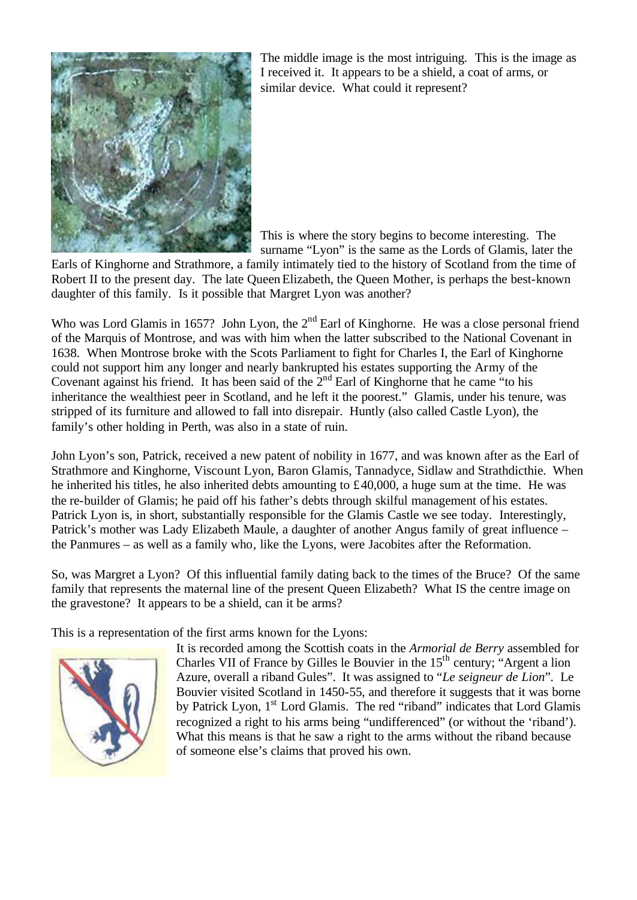The middle image is the most intriguing. This is the image as I received it. It appears to be a shield, a coat of arms, or similar device. What could it represent?

This is where the story begins to become interesting. The surname "Lyon" is the same as the Lords of Glamis, later the Earls of Kinghorne and Strathmore, a family intimately tied to the history of Scotland from the time of Robert II to the present day. The late Queen Elizabeth, the Queen Mother, is perhaps the best-known daughter of this family. Is it possible that Margret Lyon was another?

Who was Lord Glamis in 1657? John Lyon, the 2nd Earl of Kinghorne. He was a close personal friend of the Marquis of Montrose, and was with him when the latter subscribed to the National Covenant in 1638. When Montrose broke with the Scots Parliament to fight for Charles I, the Earl of Kinghorne could not support him any longer and nearly bankrupted his estates supporting the Army of the Covenant against his friend. It has been said of the 2nd Earl of Kinghorne that he came "to his inheritance the wealthiest peer in Scotland, and he left it the poorest." Glamis, under his tenure, was stripped of its furniture and allowed to fall into disrepair. Huntly (also called Castle Lyon), the family's other holding in Perth, was also in a state of ruin.

John Lyon's son, Patrick, received a new patent of nobility in 1677, and was known after as the Earl of Strathmore and Kinghorne, Viscount Lyon, Baron Glamis, Tannadyce, Sidlaw and Strathdicthie. When he inherited his titles, he also inherited debts amounting to £40,000, a huge sum at the time. He was the re-builder of Glamis; he paid off his father's debts through skilful management of his estates. Patrick Lyon is, in short, substantially responsible for the Glamis Castle we see today. Interestingly, Patrick's mother was Lady Elizabeth Maule, a daughter of another Angus family of great influence – the Panmures – as well as a family who, like the Lyons, were Jacobites after the Reformation.

So, was Margret a Lyon? Of this influential family dating back to the times of the Bruce? Of the same family that represents the maternal line of the present Queen Elizabeth? What IS the centre image on the gravestone? It appears to be a shield, can it be arms?

This is a representation of the first arms known for the Lyons:

It is recorded among the Scottish coats in the *Armorial de Berry* assembled for Charles VII of France by Gilles le Bouvier in the 15th century; "Argent a lion Azure, overall a riband Gules". It was assigned to "*Le seigneur de Lion*". Le Bouvier visited Scotland in 1450-55, and therefore it suggests that it was borne by Patrick Lyon, 1st Lord Glamis. The red "riband" indicates that Lord Glamis recognized a right to his arms being "undifferenced" (or without the 'riband'). What this means is that he saw a right to the arms without the riband because of someone else's claims that proved his own.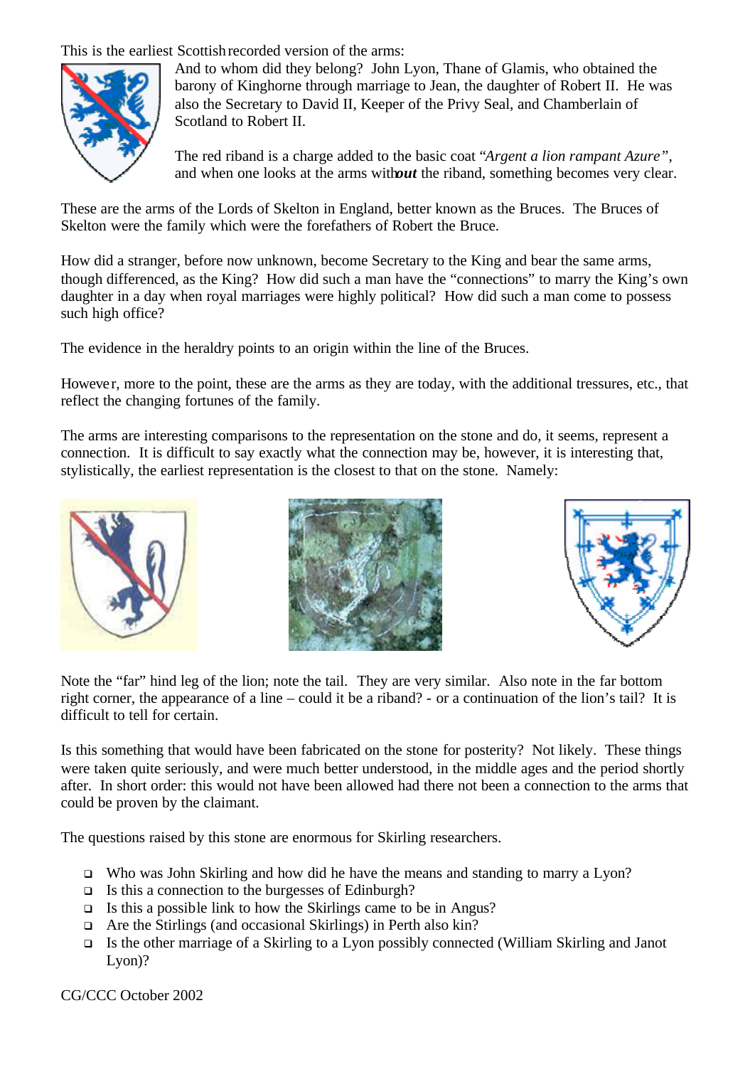This is the earliest Scottish recorded version of the arms:

And to whom did they belong? John Lyon, Thane of Glamis, who obtained the barony of Kinghorne through marriage to Jean, the daughter of Robert II. He was also the Secretary to David II, Keeper of the Privy Seal, and Chamberlain of Scotland to Robert II.

The red riband is a charge added to the basic coat "*Argent a lion rampant Azure*", and when one looks at the arms with***out*** the riband, something becomes very clear.

These are the arms of the Lords of Skelton in England, better known as the Bruces. The Bruces of Skelton were the family which were the forefathers of Robert the Bruce.

How did a stranger, before now unknown, become Secretary to the King and bear the same arms, though differenced, as the King? How did such a man have the "connections" to marry the King's own daughter in a day when royal marriages were highly political? How did such a man come to possess such high office?

The evidence in the heraldry points to an origin within the line of the Bruces.

However, more to the point, these are the arms as they are today, with the additional tressures, etc., that reflect the changing fortunes of the family.

The arms are interesting comparisons to the representation on the stone and do, it seems, represent a connection. It is difficult to say exactly what the connection may be, however, it is interesting that, stylistically, the earliest representation is the closest to that on the stone. Namely:

Note the "far" hind leg of the lion; note the tail. They are very similar. Also note in the far bottom right corner, the appearance of a line – could it be a riband? - or a continuation of the lion's tail? It is difficult to tell for certain.

Is this something that would have been fabricated on the stone for posterity? Not likely. These things were taken quite seriously, and were much better understood, in the middle ages and the period shortly after. In short order: this would not have been allowed had there not been a connection to the arms that could be proven by the claimant.

The questions raised by this stone are enormous for Skirling researchers.

- Who was John Skirling and how did he have the means and standing to marry a Lyon?
- Is this a connection to the burgesses of Edinburgh?
- Is this a possible link to how the Skirlings came to be in Angus?
- Are the Stirlings (and occasional Skirlings) in Perth also kin?
- Is the other marriage of a Skirling to a Lyon possibly connected (William Skirling and Janot Lyon)?

CG/CCC October 2002